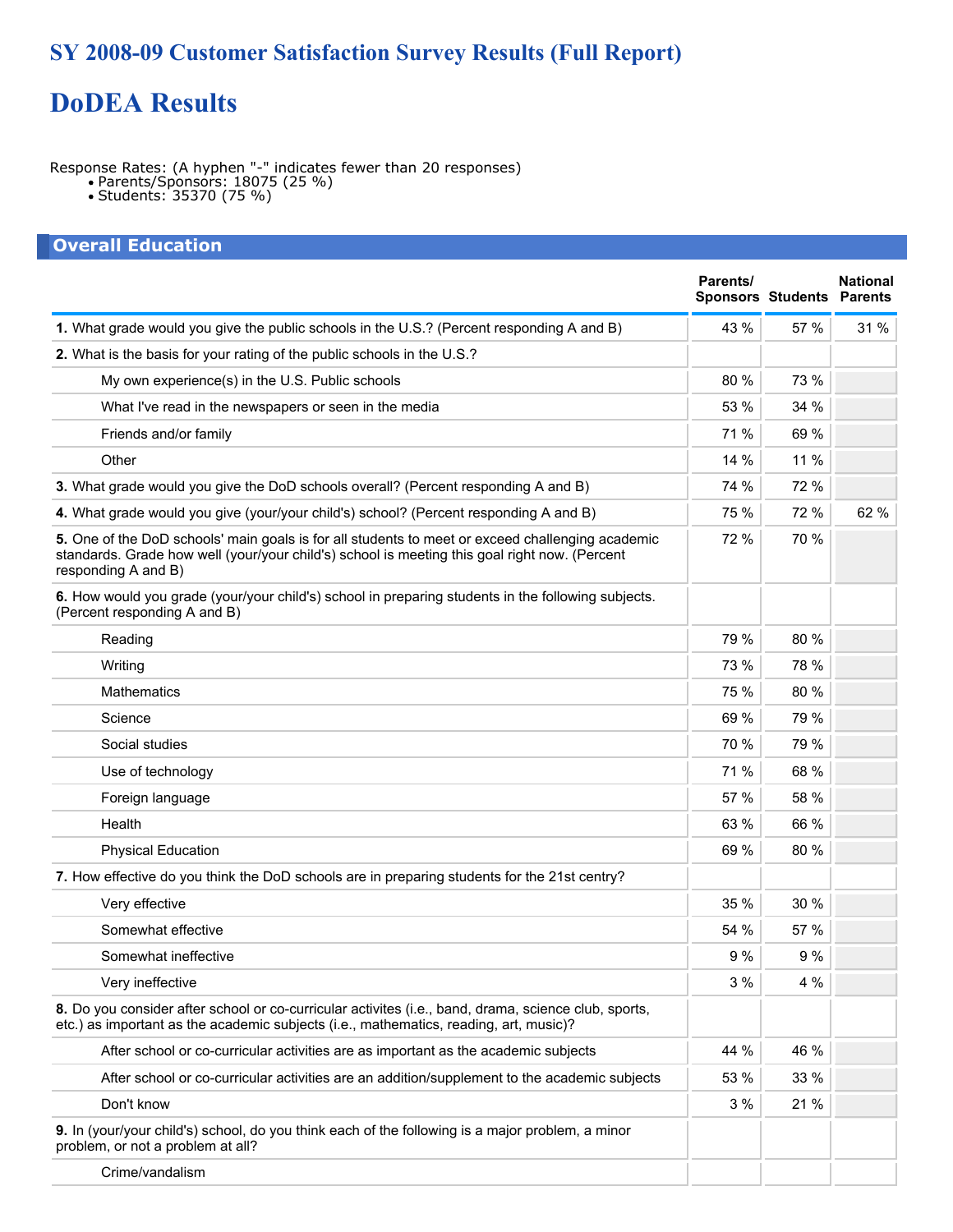# SY 2008-09 Customer Satisfaction Survey Results (Full Report)

# DoDEA Results

Response Rates: (A hyphen "-" indicates fewer than 20 responses)

- Parents/Sponsors: 18075 (25 %)
- Students: 35370 (75 %)

## Overall Education

| | Parents/ Sponsors | Students | National Parents |
|---|---|---|---|
| **1.** What grade would you give the public schools in the U.S.? (Percent responding A and B) | 43 % | 57 % | 31 % |
| **2.** What is the basis for your rating of the public schools in the U.S.? | | | |
| My own experience(s) in the U.S. Public schools | 80 % | 73 % | |
| What I've read in the newspapers or seen in the media | 53 % | 34 % | |
| Friends and/or family | 71 % | 69 % | |
| Other | 14 % | 11 % | |
| **3.** What grade would you give the DoD schools overall? (Percent responding A and B) | 74 % | 72 % | |
| **4.** What grade would you give (your/your child's) school? (Percent responding A and B) | 75 % | 72 % | 62 % |
| **5.** One of the DoD schools' main goals is for all students to meet or exceed challenging academic standards. Grade how well (your/your child's) school is meeting this goal right now. (Percent responding A and B) | 72 % | 70 % | |
| **6.** How would you grade (your/your child's) school in preparing students in the following subjects. (Percent responding A and B) | | | |
| Reading | 79 % | 80 % | |
| Writing | 73 % | 78 % | |
| Mathematics | 75 % | 80 % | |
| Science | 69 % | 79 % | |
| Social studies | 70 % | 79 % | |
| Use of technology | 71 % | 68 % | |
| Foreign language | 57 % | 58 % | |
| Health | 63 % | 66 % | |
| Physical Education | 69 % | 80 % | |
| **7.** How effective do you think the DoD schools are in preparing students for the 21st centry? | | | |
| Very effective | 35 % | 30 % | |
| Somewhat effective | 54 % | 57 % | |
| Somewhat ineffective | 9 % | 9 % | |
| Very ineffective | 3 % | 4 % | |
| **8.** Do you consider after school or co-curricular activites (i.e., band, drama, science club, sports, etc.) as important as the academic subjects (i.e., mathematics, reading, art, music)? | | | |
| After school or co-curricular activities are as important as the academic subjects | 44 % | 46 % | |
| After school or co-curricular activities are an addition/supplement to the academic subjects | 53 % | 33 % | |
| Don't know | 3 % | 21 % | |
| **9.** In (your/your child's) school, do you think each of the following is a major problem, a minor problem, or not a problem at all? | | | |
| Crime/vandalism | | | |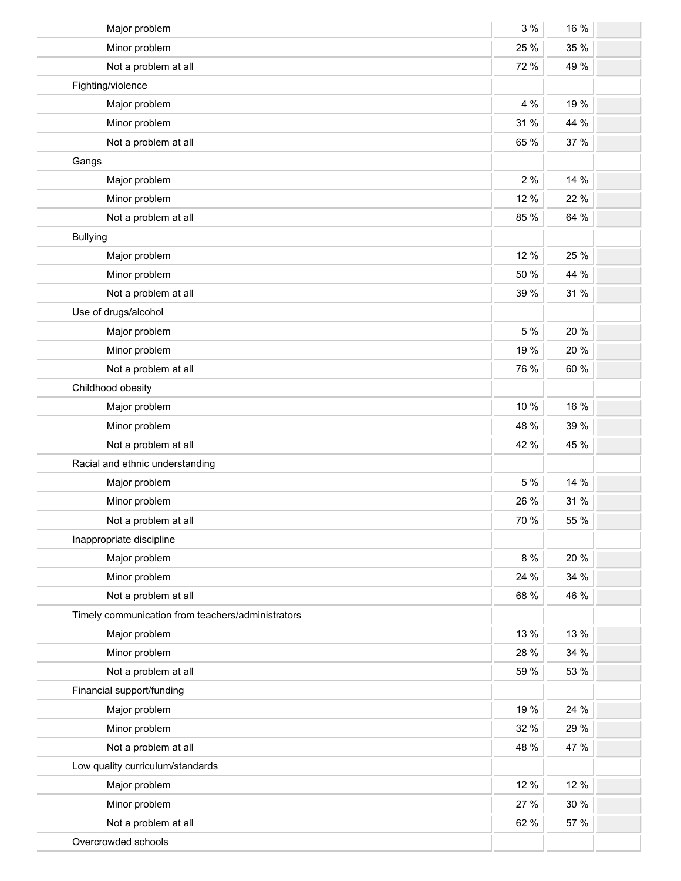| | | | |
|---|---|---|---|
| Major problem | 3 % | 16 % | |
| Minor problem | 25 % | 35 % | |
| Not a problem at all | 72 % | 49 % | |
| Fighting/violence | | | |
| Major problem | 4 % | 19 % | |
| Minor problem | 31 % | 44 % | |
| Not a problem at all | 65 % | 37 % | |
| Gangs | | | |
| Major problem | 2 % | 14 % | |
| Minor problem | 12 % | 22 % | |
| Not a problem at all | 85 % | 64 % | |
| Bullying | | | |
| Major problem | 12 % | 25 % | |
| Minor problem | 50 % | 44 % | |
| Not a problem at all | 39 % | 31 % | |
| Use of drugs/alcohol | | | |
| Major problem | 5 % | 20 % | |
| Minor problem | 19 % | 20 % | |
| Not a problem at all | 76 % | 60 % | |
| Childhood obesity | | | |
| Major problem | 10 % | 16 % | |
| Minor problem | 48 % | 39 % | |
| Not a problem at all | 42 % | 45 % | |
| Racial and ethnic understanding | | | |
| Major problem | 5 % | 14 % | |
| Minor problem | 26 % | 31 % | |
| Not a problem at all | 70 % | 55 % | |
| Inappropriate discipline | | | |
| Major problem | 8 % | 20 % | |
| Minor problem | 24 % | 34 % | |
| Not a problem at all | 68 % | 46 % | |
| Timely communication from teachers/administrators | | | |
| Major problem | 13 % | 13 % | |
| Minor problem | 28 % | 34 % | |
| Not a problem at all | 59 % | 53 % | |
| Financial support/funding | | | |
| Major problem | 19 % | 24 % | |
| Minor problem | 32 % | 29 % | |
| Not a problem at all | 48 % | 47 % | |
| Low quality curriculum/standards | | | |
| Major problem | 12 % | 12 % | |
| Minor problem | 27 % | 30 % | |
| Not a problem at all | 62 % | 57 % | |
| Overcrowded schools | | | |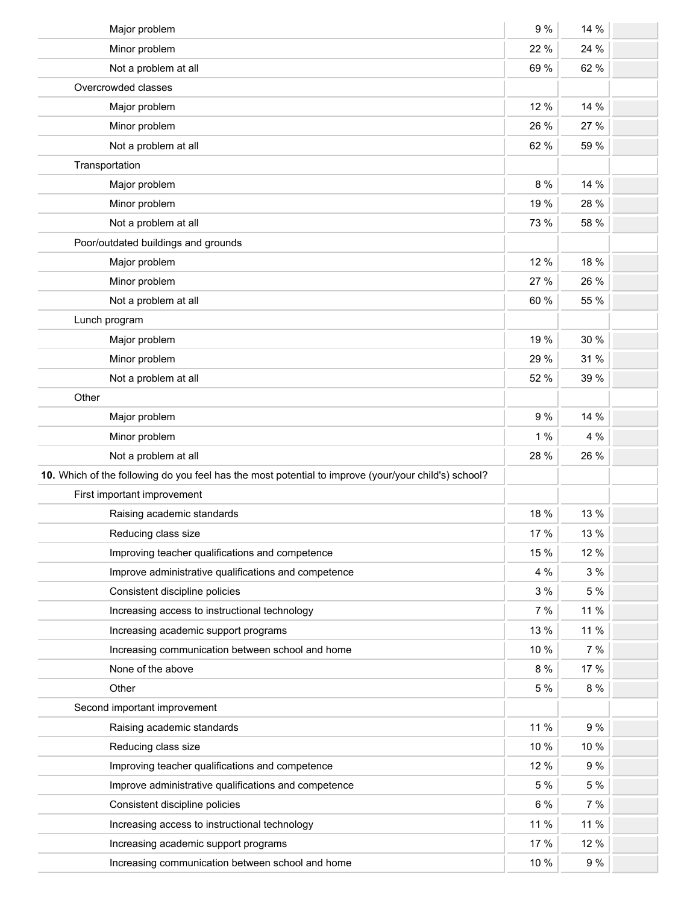| | | | |
|---|---|---|---|
| Major problem | 9 % | 14 % | |
| Minor problem | 22 % | 24 % | |
| Not a problem at all | 69 % | 62 % | |
| Overcrowded classes | | | |
| Major problem | 12 % | 14 % | |
| Minor problem | 26 % | 27 % | |
| Not a problem at all | 62 % | 59 % | |
| Transportation | | | |
| Major problem | 8 % | 14 % | |
| Minor problem | 19 % | 28 % | |
| Not a problem at all | 73 % | 58 % | |
| Poor/outdated buildings and grounds | | | |
| Major problem | 12 % | 18 % | |
| Minor problem | 27 % | 26 % | |
| Not a problem at all | 60 % | 55 % | |
| Lunch program | | | |
| Major problem | 19 % | 30 % | |
| Minor problem | 29 % | 31 % | |
| Not a problem at all | 52 % | 39 % | |
| Other | | | |
| Major problem | 9 % | 14 % | |
| Minor problem | 1 % | 4 % | |
| Not a problem at all | 28 % | 26 % | |
| **10.** Which of the following do you feel has the most potential to improve (your/your child's) school? | | | |
| First important improvement | | | |
| Raising academic standards | 18 % | 13 % | |
| Reducing class size | 17 % | 13 % | |
| Improving teacher qualifications and competence | 15 % | 12 % | |
| Improve administrative qualifications and competence | 4 % | 3 % | |
| Consistent discipline policies | 3 % | 5 % | |
| Increasing access to instructional technology | 7 % | 11 % | |
| Increasing academic support programs | 13 % | 11 % | |
| Increasing communication between school and home | 10 % | 7 % | |
| None of the above | 8 % | 17 % | |
| Other | 5 % | 8 % | |
| Second important improvement | | | |
| Raising academic standards | 11 % | 9 % | |
| Reducing class size | 10 % | 10 % | |
| Improving teacher qualifications and competence | 12 % | 9 % | |
| Improve administrative qualifications and competence | 5 % | 5 % | |
| Consistent discipline policies | 6 % | 7 % | |
| Increasing access to instructional technology | 11 % | 11 % | |
| Increasing academic support programs | 17 % | 12 % | |
| Increasing communication between school and home | 10 % | 9 % | |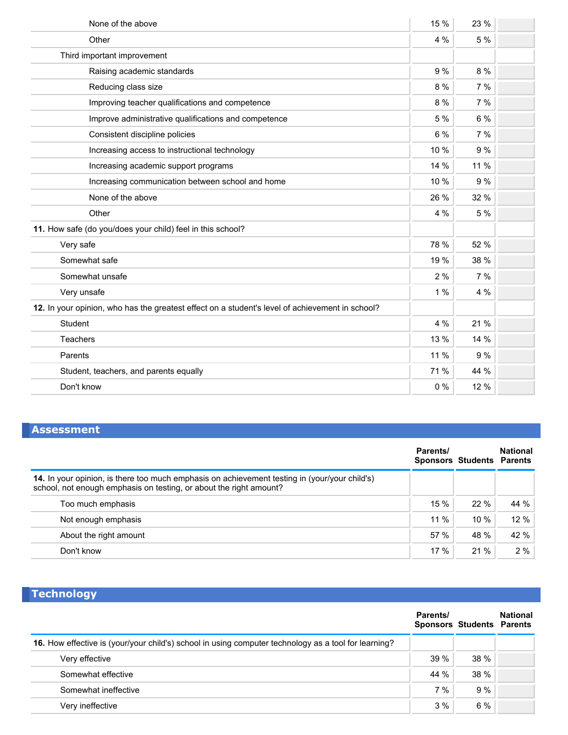| | | | |
|---|---|---|---|
| None of the above | 15 % | 23 % | |
| Other | 4 % | 5 % | |
| Third important improvement | | | |
| Raising academic standards | 9 % | 8 % | |
| Reducing class size | 8 % | 7 % | |
| Improving teacher qualifications and competence | 8 % | 7 % | |
| Improve administrative qualifications and competence | 5 % | 6 % | |
| Consistent discipline policies | 6 % | 7 % | |
| Increasing access to instructional technology | 10 % | 9 % | |
| Increasing academic support programs | 14 % | 11 % | |
| Increasing communication between school and home | 10 % | 9 % | |
| None of the above | 26 % | 32 % | |
| Other | 4 % | 5 % | |
| **11.** How safe (do you/does your child) feel in this school? | | | |
| Very safe | 78 % | 52 % | |
| Somewhat safe | 19 % | 38 % | |
| Somewhat unsafe | 2 % | 7 % | |
| Very unsafe | 1 % | 4 % | |
| **12.** In your opinion, who has the greatest effect on a student's level of achievement in school? | | | |
| Student | 4 % | 21 % | |
| Teachers | 13 % | 14 % | |
| Parents | 11 % | 9 % | |
| Student, teachers, and parents equally | 71 % | 44 % | |
| Don't know | 0 % | 12 % | |

## Assessment

| | Parents/ Sponsors | Students | National Parents |
|---|---|---|---|
| **14.** In your opinion, is there too much emphasis on achievement testing in (your/your child's) school, not enough emphasis on testing, or about the right amount? | | | |
| Too much emphasis | 15 % | 22 % | 44 % |
| Not enough emphasis | 11 % | 10 % | 12 % |
| About the right amount | 57 % | 48 % | 42 % |
| Don't know | 17 % | 21 % | 2 % |

## Technology

| | Parents/ Sponsors | Students | National Parents |
|---|---|---|---|
| **16.** How effective is (your/your child's) school in using computer technology as a tool for learning? | | | |
| Very effective | 39 % | 38 % | |
| Somewhat effective | 44 % | 38 % | |
| Somewhat ineffective | 7 % | 9 % | |
| Very ineffective | 3 % | 6 % | |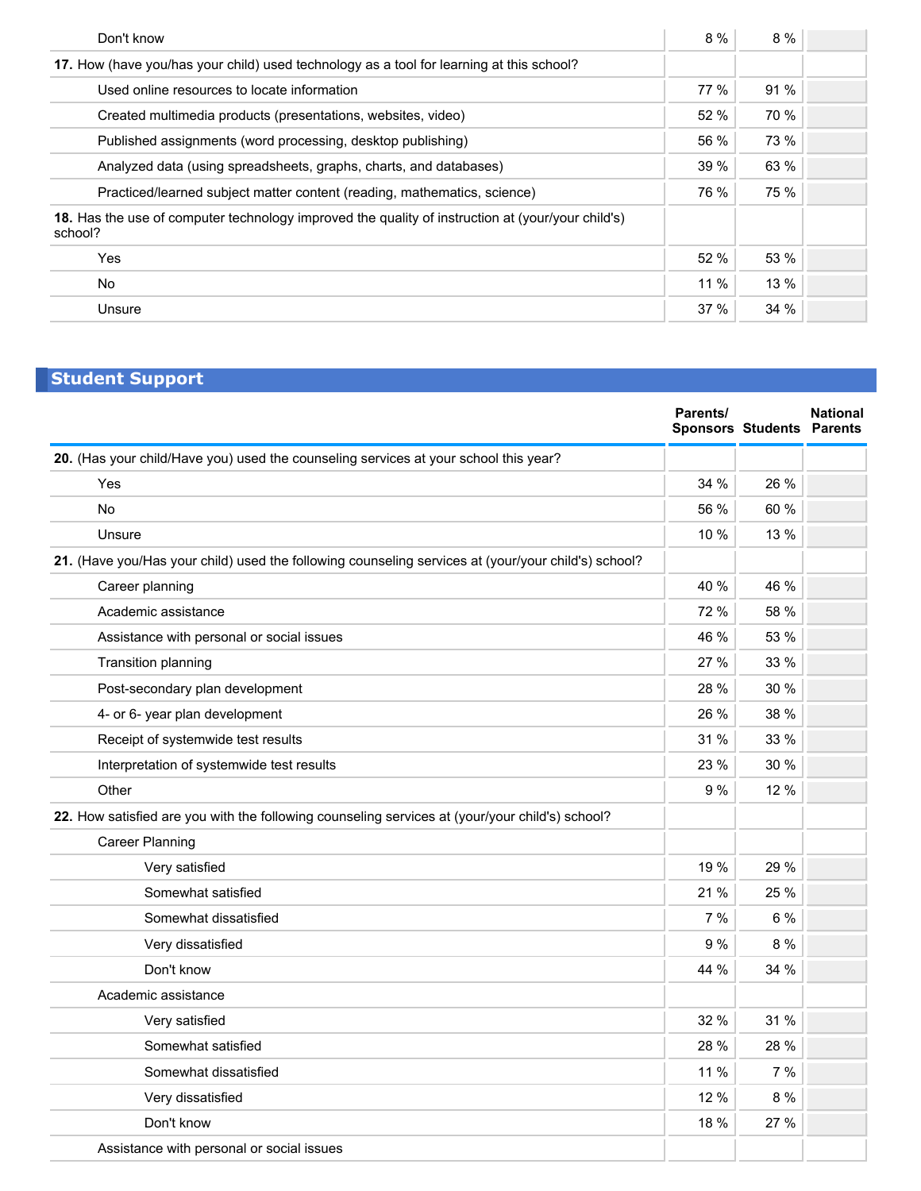| | | | |
|---|---|---|---|
| Don't know | 8 % | 8 % | |
| **17.** How (have you/has your child) used technology as a tool for learning at this school? | | | |
| Used online resources to locate information | 77 % | 91 % | |
| Created multimedia products (presentations, websites, video) | 52 % | 70 % | |
| Published assignments (word processing, desktop publishing) | 56 % | 73 % | |
| Analyzed data (using spreadsheets, graphs, charts, and databases) | 39 % | 63 % | |
| Practiced/learned subject matter content (reading, mathematics, science) | 76 % | 75 % | |
| **18.** Has the use of computer technology improved the quality of instruction at (your/your child's) school? | | | |
| Yes | 52 % | 53 % | |
| No | 11 % | 13 % | |
| Unsure | 37 % | 34 % | |

## Student Support

| | Parents/ Sponsors | Students | National Parents |
|---|---|---|---|
| **20.** (Has your child/Have you) used the counseling services at your school this year? | | | |
| Yes | 34 % | 26 % | |
| No | 56 % | 60 % | |
| Unsure | 10 % | 13 % | |
| **21.** (Have you/Has your child) used the following counseling services at (your/your child's) school? | | | |
| Career planning | 40 % | 46 % | |
| Academic assistance | 72 % | 58 % | |
| Assistance with personal or social issues | 46 % | 53 % | |
| Transition planning | 27 % | 33 % | |
| Post-secondary plan development | 28 % | 30 % | |
| 4- or 6- year plan development | 26 % | 38 % | |
| Receipt of systemwide test results | 31 % | 33 % | |
| Interpretation of systemwide test results | 23 % | 30 % | |
| Other | 9 % | 12 % | |
| **22.** How satisfied are you with the following counseling services at (your/your child's) school? | | | |
| Career Planning | | | |
| Very satisfied | 19 % | 29 % | |
| Somewhat satisfied | 21 % | 25 % | |
| Somewhat dissatisfied | 7 % | 6 % | |
| Very dissatisfied | 9 % | 8 % | |
| Don't know | 44 % | 34 % | |
| Academic assistance | | | |
| Very satisfied | 32 % | 31 % | |
| Somewhat satisfied | 28 % | 28 % | |
| Somewhat dissatisfied | 11 % | 7 % | |
| Very dissatisfied | 12 % | 8 % | |
| Don't know | 18 % | 27 % | |
| Assistance with personal or social issues | | | |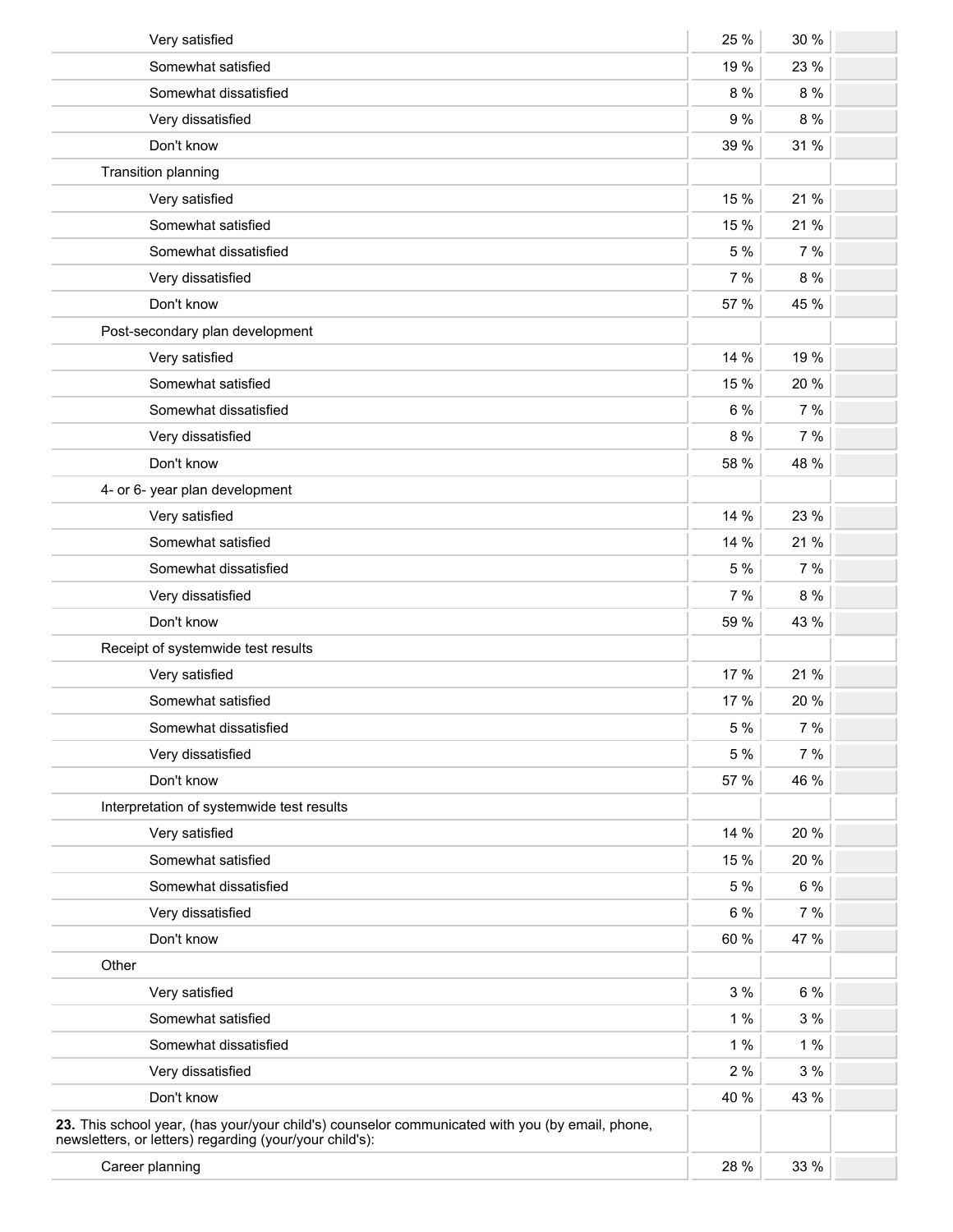| | | | |
|---|---|---|---|
| Very satisfied | 25 % | 30 % | |
| Somewhat satisfied | 19 % | 23 % | |
| Somewhat dissatisfied | 8 % | 8 % | |
| Very dissatisfied | 9 % | 8 % | |
| Don't know | 39 % | 31 % | |
| Transition planning | | | |
| Very satisfied | 15 % | 21 % | |
| Somewhat satisfied | 15 % | 21 % | |
| Somewhat dissatisfied | 5 % | 7 % | |
| Very dissatisfied | 7 % | 8 % | |
| Don't know | 57 % | 45 % | |
| Post-secondary plan development | | | |
| Very satisfied | 14 % | 19 % | |
| Somewhat satisfied | 15 % | 20 % | |
| Somewhat dissatisfied | 6 % | 7 % | |
| Very dissatisfied | 8 % | 7 % | |
| Don't know | 58 % | 48 % | |
| 4- or 6- year plan development | | | |
| Very satisfied | 14 % | 23 % | |
| Somewhat satisfied | 14 % | 21 % | |
| Somewhat dissatisfied | 5 % | 7 % | |
| Very dissatisfied | 7 % | 8 % | |
| Don't know | 59 % | 43 % | |
| Receipt of systemwide test results | | | |
| Very satisfied | 17 % | 21 % | |
| Somewhat satisfied | 17 % | 20 % | |
| Somewhat dissatisfied | 5 % | 7 % | |
| Very dissatisfied | 5 % | 7 % | |
| Don't know | 57 % | 46 % | |
| Interpretation of systemwide test results | | | |
| Very satisfied | 14 % | 20 % | |
| Somewhat satisfied | 15 % | 20 % | |
| Somewhat dissatisfied | 5 % | 6 % | |
| Very dissatisfied | 6 % | 7 % | |
| Don't know | 60 % | 47 % | |
| Other | | | |
| Very satisfied | 3 % | 6 % | |
| Somewhat satisfied | 1 % | 3 % | |
| Somewhat dissatisfied | 1 % | 1 % | |
| Very dissatisfied | 2 % | 3 % | |
| Don't know | 40 % | 43 % | |
| **23.** This school year, (has your/your child's) counselor communicated with you (by email, phone, newsletters, or letters) regarding (your/your child's): | | | |
| Career planning | 28 % | 33 % | |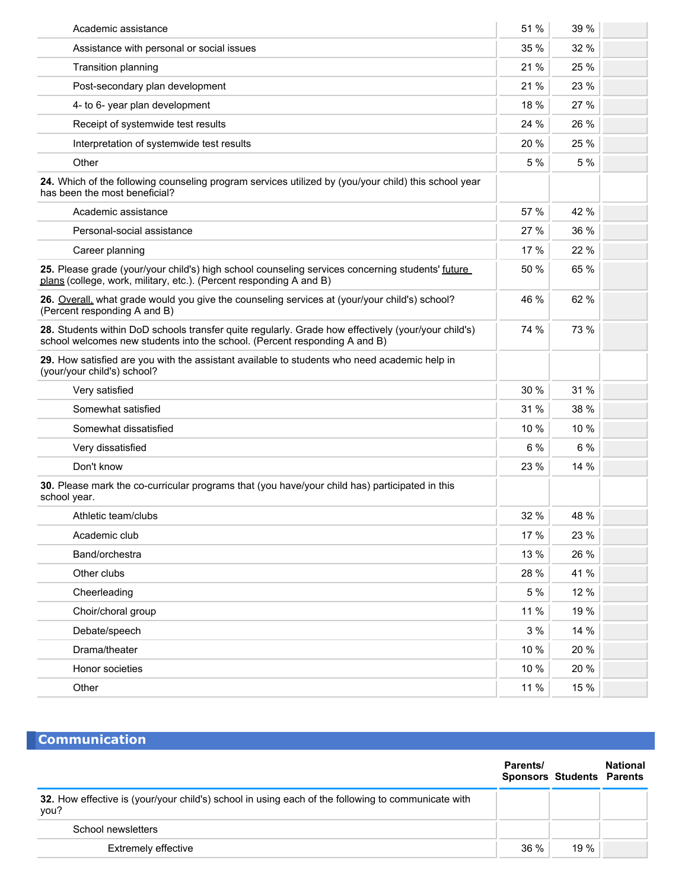| | | | |
|---|---|---|---|
| Academic assistance | 51 % | 39 % | |
| Assistance with personal or social issues | 35 % | 32 % | |
| Transition planning | 21 % | 25 % | |
| Post-secondary plan development | 21 % | 23 % | |
| 4- to 6- year plan development | 18 % | 27 % | |
| Receipt of systemwide test results | 24 % | 26 % | |
| Interpretation of systemwide test results | 20 % | 25 % | |
| Other | 5 % | 5 % | |
| **24.** Which of the following counseling program services utilized by (you/your child) this school year has been the most beneficial? | | | |
| Academic assistance | 57 % | 42 % | |
| Personal-social assistance | 27 % | 36 % | |
| Career planning | 17 % | 22 % | |
| **25.** Please grade (your/your child's) high school counseling services concerning students' future plans (college, work, military, etc.). (Percent responding A and B) | 50 % | 65 % | |
| **26.** Overall, what grade would you give the counseling services at (your/your child's) school? (Percent responding A and B) | 46 % | 62 % | |
| **28.** Students within DoD schools transfer quite regularly. Grade how effectively (your/your child's) school welcomes new students into the school. (Percent responding A and B) | 74 % | 73 % | |
| **29.** How satisfied are you with the assistant available to students who need academic help in (your/your child's) school? | | | |
| Very satisfied | 30 % | 31 % | |
| Somewhat satisfied | 31 % | 38 % | |
| Somewhat dissatisfied | 10 % | 10 % | |
| Very dissatisfied | 6 % | 6 % | |
| Don't know | 23 % | 14 % | |
| **30.** Please mark the co-curricular programs that (you have/your child has) participated in this school year. | | | |
| Athletic team/clubs | 32 % | 48 % | |
| Academic club | 17 % | 23 % | |
| Band/orchestra | 13 % | 26 % | |
| Other clubs | 28 % | 41 % | |
| Cheerleading | 5 % | 12 % | |
| Choir/choral group | 11 % | 19 % | |
| Debate/speech | 3 % | 14 % | |
| Drama/theater | 10 % | 20 % | |
| Honor societies | 10 % | 20 % | |
| Other | 11 % | 15 % | |

## Communication

| | Parents/ Sponsors | Students | National Parents |
|---|---|---|---|
| **32.** How effective is (your/your child's) school in using each of the following to communicate with you? | | | |
| School newsletters | | | |
| Extremely effective | 36 % | 19 % | |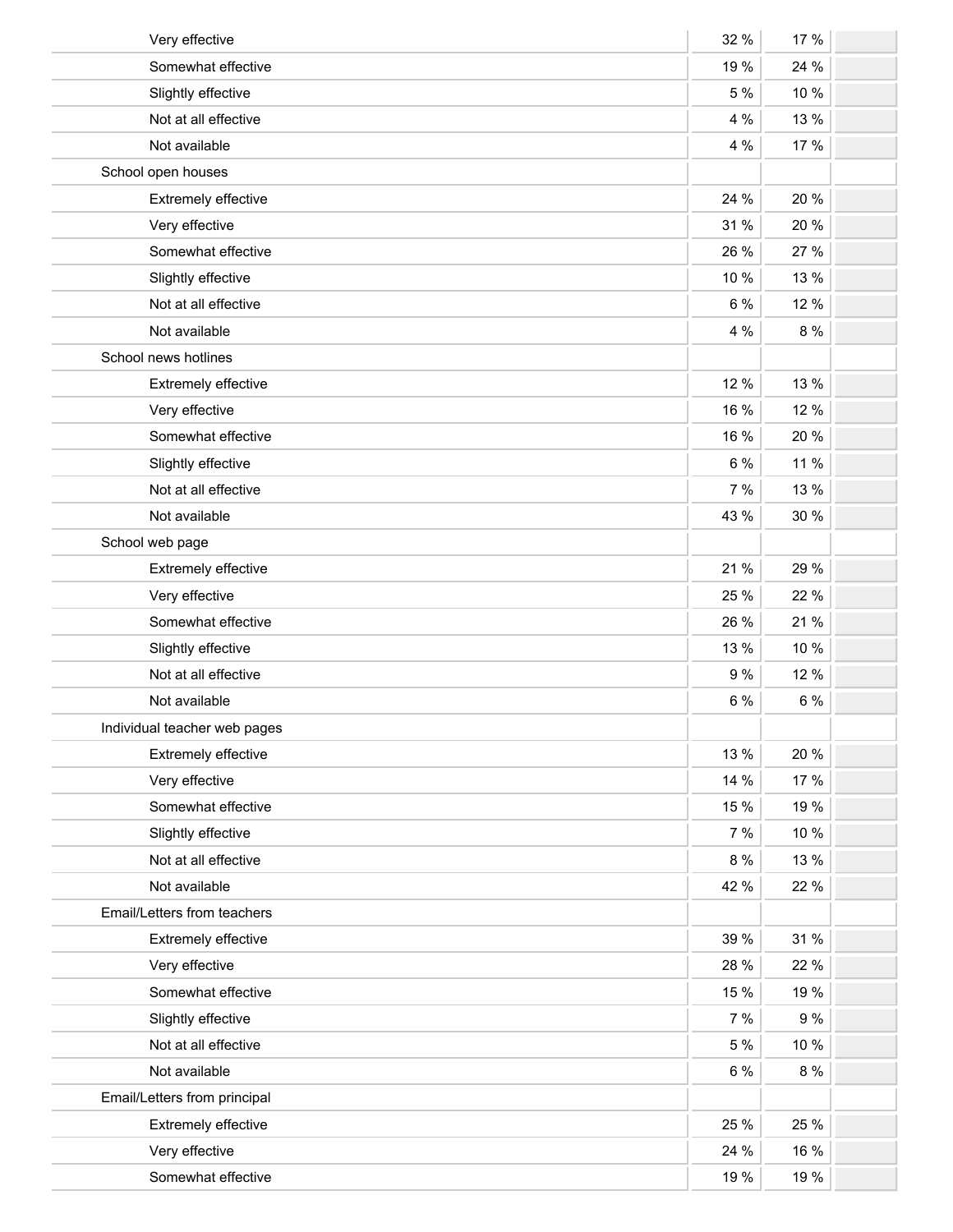| | | | |
|---|---|---|---|
| Very effective | 32 % | 17 % | |
| Somewhat effective | 19 % | 24 % | |
| Slightly effective | 5 % | 10 % | |
| Not at all effective | 4 % | 13 % | |
| Not available | 4 % | 17 % | |
| School open houses | | | |
| Extremely effective | 24 % | 20 % | |
| Very effective | 31 % | 20 % | |
| Somewhat effective | 26 % | 27 % | |
| Slightly effective | 10 % | 13 % | |
| Not at all effective | 6 % | 12 % | |
| Not available | 4 % | 8 % | |
| School news hotlines | | | |
| Extremely effective | 12 % | 13 % | |
| Very effective | 16 % | 12 % | |
| Somewhat effective | 16 % | 20 % | |
| Slightly effective | 6 % | 11 % | |
| Not at all effective | 7 % | 13 % | |
| Not available | 43 % | 30 % | |
| School web page | | | |
| Extremely effective | 21 % | 29 % | |
| Very effective | 25 % | 22 % | |
| Somewhat effective | 26 % | 21 % | |
| Slightly effective | 13 % | 10 % | |
| Not at all effective | 9 % | 12 % | |
| Not available | 6 % | 6 % | |
| Individual teacher web pages | | | |
| Extremely effective | 13 % | 20 % | |
| Very effective | 14 % | 17 % | |
| Somewhat effective | 15 % | 19 % | |
| Slightly effective | 7 % | 10 % | |
| Not at all effective | 8 % | 13 % | |
| Not available | 42 % | 22 % | |
| Email/Letters from teachers | | | |
| Extremely effective | 39 % | 31 % | |
| Very effective | 28 % | 22 % | |
| Somewhat effective | 15 % | 19 % | |
| Slightly effective | 7 % | 9 % | |
| Not at all effective | 5 % | 10 % | |
| Not available | 6 % | 8 % | |
| Email/Letters from principal | | | |
| Extremely effective | 25 % | 25 % | |
| Very effective | 24 % | 16 % | |
| Somewhat effective | 19 % | 19 % | |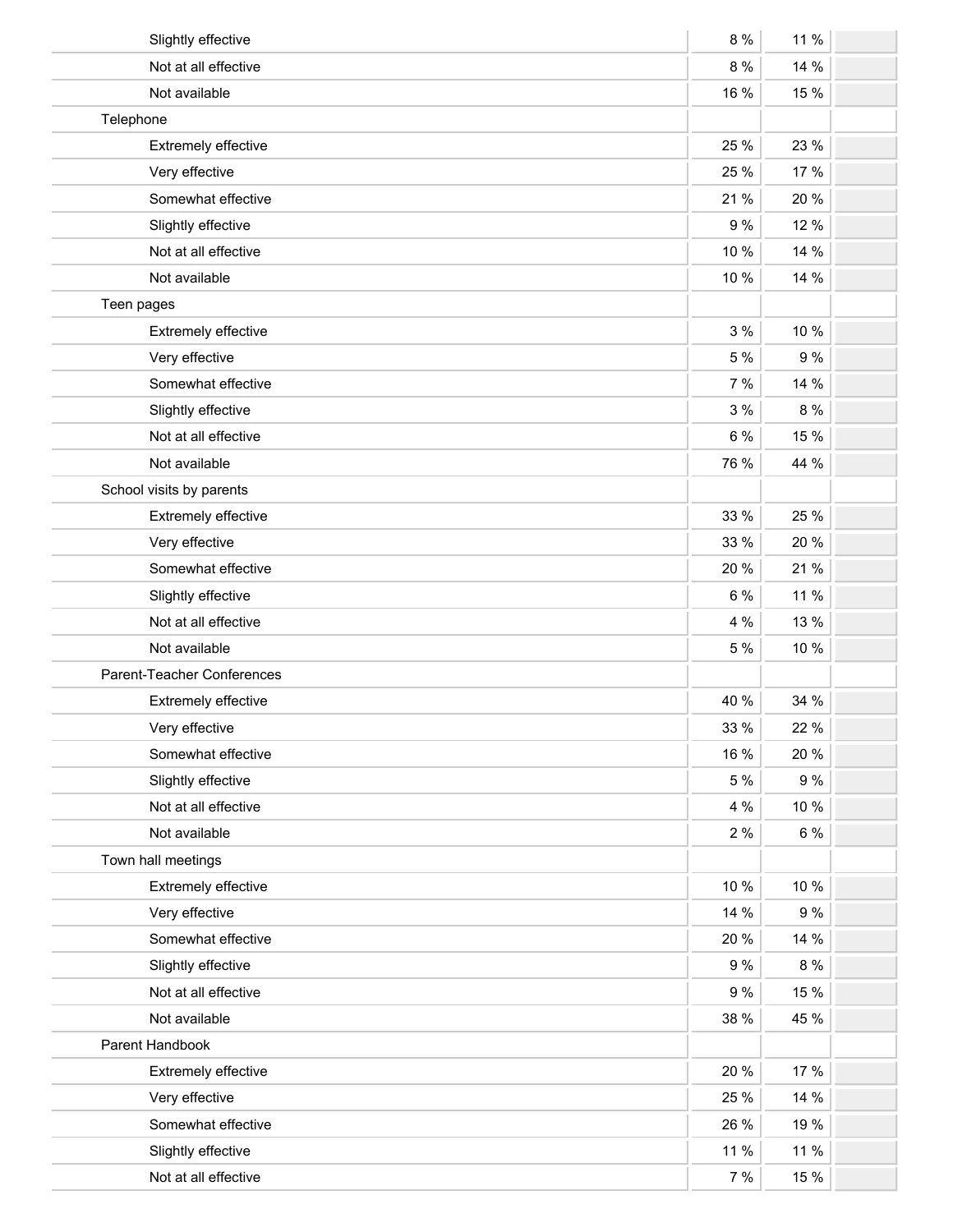| | | | |
|---|---|---|---|
| Slightly effective | 8 % | 11 % | |
| Not at all effective | 8 % | 14 % | |
| Not available | 16 % | 15 % | |
| Telephone | | | |
| Extremely effective | 25 % | 23 % | |
| Very effective | 25 % | 17 % | |
| Somewhat effective | 21 % | 20 % | |
| Slightly effective | 9 % | 12 % | |
| Not at all effective | 10 % | 14 % | |
| Not available | 10 % | 14 % | |
| Teen pages | | | |
| Extremely effective | 3 % | 10 % | |
| Very effective | 5 % | 9 % | |
| Somewhat effective | 7 % | 14 % | |
| Slightly effective | 3 % | 8 % | |
| Not at all effective | 6 % | 15 % | |
| Not available | 76 % | 44 % | |
| School visits by parents | | | |
| Extremely effective | 33 % | 25 % | |
| Very effective | 33 % | 20 % | |
| Somewhat effective | 20 % | 21 % | |
| Slightly effective | 6 % | 11 % | |
| Not at all effective | 4 % | 13 % | |
| Not available | 5 % | 10 % | |
| Parent-Teacher Conferences | | | |
| Extremely effective | 40 % | 34 % | |
| Very effective | 33 % | 22 % | |
| Somewhat effective | 16 % | 20 % | |
| Slightly effective | 5 % | 9 % | |
| Not at all effective | 4 % | 10 % | |
| Not available | 2 % | 6 % | |
| Town hall meetings | | | |
| Extremely effective | 10 % | 10 % | |
| Very effective | 14 % | 9 % | |
| Somewhat effective | 20 % | 14 % | |
| Slightly effective | 9 % | 8 % | |
| Not at all effective | 9 % | 15 % | |
| Not available | 38 % | 45 % | |
| Parent Handbook | | | |
| Extremely effective | 20 % | 17 % | |
| Very effective | 25 % | 14 % | |
| Somewhat effective | 26 % | 19 % | |
| Slightly effective | 11 % | 11 % | |
| Not at all effective | 7 % | 15 % | |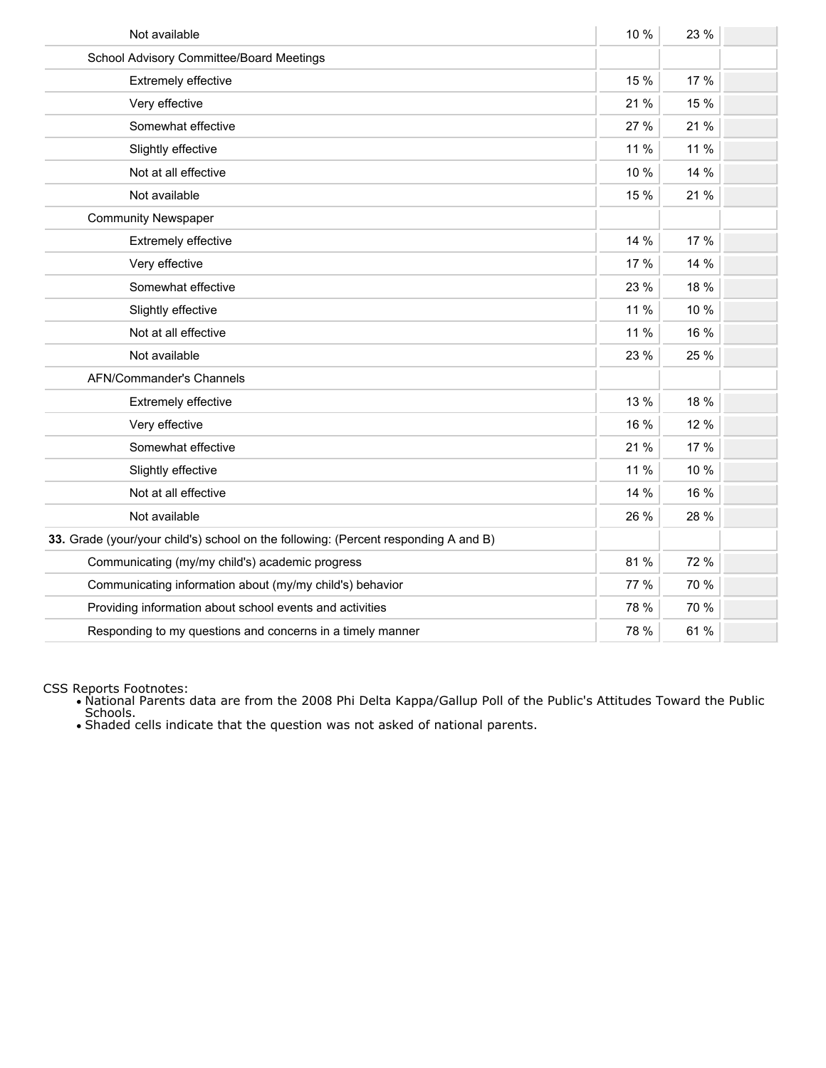| | | | |
|---|---|---|---|
| Not available | 10 % | 23 % | |
| School Advisory Committee/Board Meetings | | | |
| Extremely effective | 15 % | 17 % | |
| Very effective | 21 % | 15 % | |
| Somewhat effective | 27 % | 21 % | |
| Slightly effective | 11 % | 11 % | |
| Not at all effective | 10 % | 14 % | |
| Not available | 15 % | 21 % | |
| Community Newspaper | | | |
| Extremely effective | 14 % | 17 % | |
| Very effective | 17 % | 14 % | |
| Somewhat effective | 23 % | 18 % | |
| Slightly effective | 11 % | 10 % | |
| Not at all effective | 11 % | 16 % | |
| Not available | 23 % | 25 % | |
| AFN/Commander's Channels | | | |
| Extremely effective | 13 % | 18 % | |
| Very effective | 16 % | 12 % | |
| Somewhat effective | 21 % | 17 % | |
| Slightly effective | 11 % | 10 % | |
| Not at all effective | 14 % | 16 % | |
| Not available | 26 % | 28 % | |
| **33.** Grade (your/your child's) school on the following: (Percent responding A and B) | | | |
| Communicating (my/my child's) academic progress | 81 % | 72 % | |
| Communicating information about (my/my child's) behavior | 77 % | 70 % | |
| Providing information about school events and activities | 78 % | 70 % | |
| Responding to my questions and concerns in a timely manner | 78 % | 61 % | |

CSS Reports Footnotes:

- National Parents data are from the 2008 Phi Delta Kappa/Gallup Poll of the Public's Attitudes Toward the Public Schools.
- Shaded cells indicate that the question was not asked of national parents.